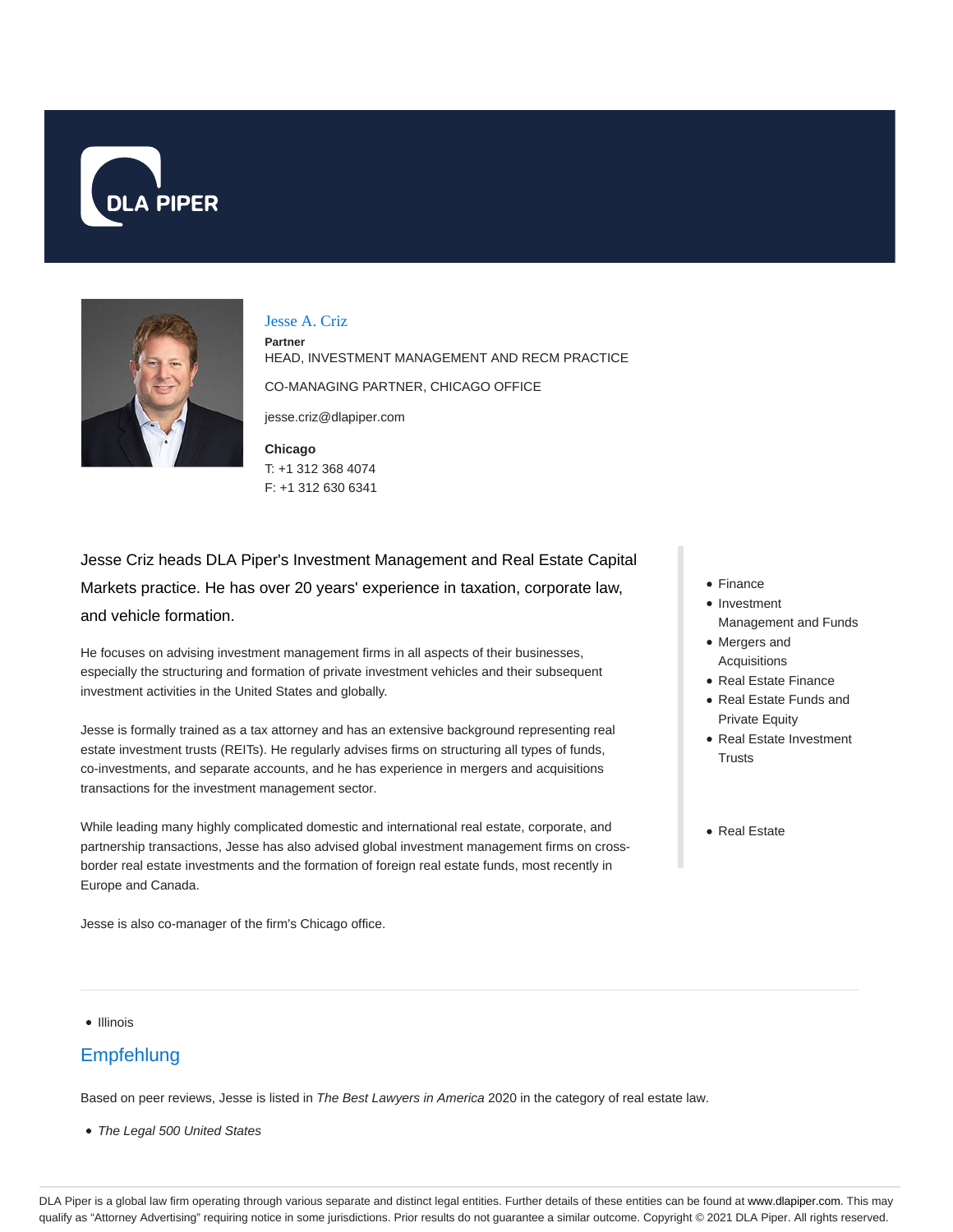DLA PIPER

# Jesse A. Criz

**Partner**

HEAD, INVESTMENT MANAGEMENT AND RECM PRACTICE

CO-MANAGING PARTNER, CHICAGO OFFICE

jesse.criz@dlapiper.com

**Chicago**

T: +1 312 368 4074

F: +1 312 630 6341

Jesse Criz heads DLA Piper's Investment Management and Real Estate Capital Markets practice. He has over 20 years' experience in taxation, corporate law, and vehicle formation.

He focuses on advising investment management firms in all aspects of their businesses, especially the structuring and formation of private investment vehicles and their subsequent investment activities in the United States and globally.

Jesse is formally trained as a tax attorney and has an extensive background representing real estate investment trusts (REITs). He regularly advises firms on structuring all types of funds, co-investments, and separate accounts, and he has experience in mergers and acquisitions transactions for the investment management sector.

While leading many highly complicated domestic and international real estate, corporate, and partnership transactions, Jesse has also advised global investment management firms on cross-border real estate investments and the formation of foreign real estate funds, most recently in Europe and Canada.

Jesse is also co-manager of the firm's Chicago office.

- Finance
- Investment Management and Funds
- Mergers and Acquisitions
- Real Estate Finance
- Real Estate Funds and Private Equity
- Real Estate Investment Trusts

- Real Estate

- Illinois

## Empfehlung

Based on peer reviews, Jesse is listed in *The Best Lawyers in America* 2020 in the category of real estate law.

- *The Legal 500 United States*

DLA Piper is a global law firm operating through various separate and distinct legal entities. Further details of these entities can be found at www.dlapiper.com. This may qualify as "Attorney Advertising" requiring notice in some jurisdictions. Prior results do not guarantee a similar outcome. Copyright © 2021 DLA Piper. All rights reserved.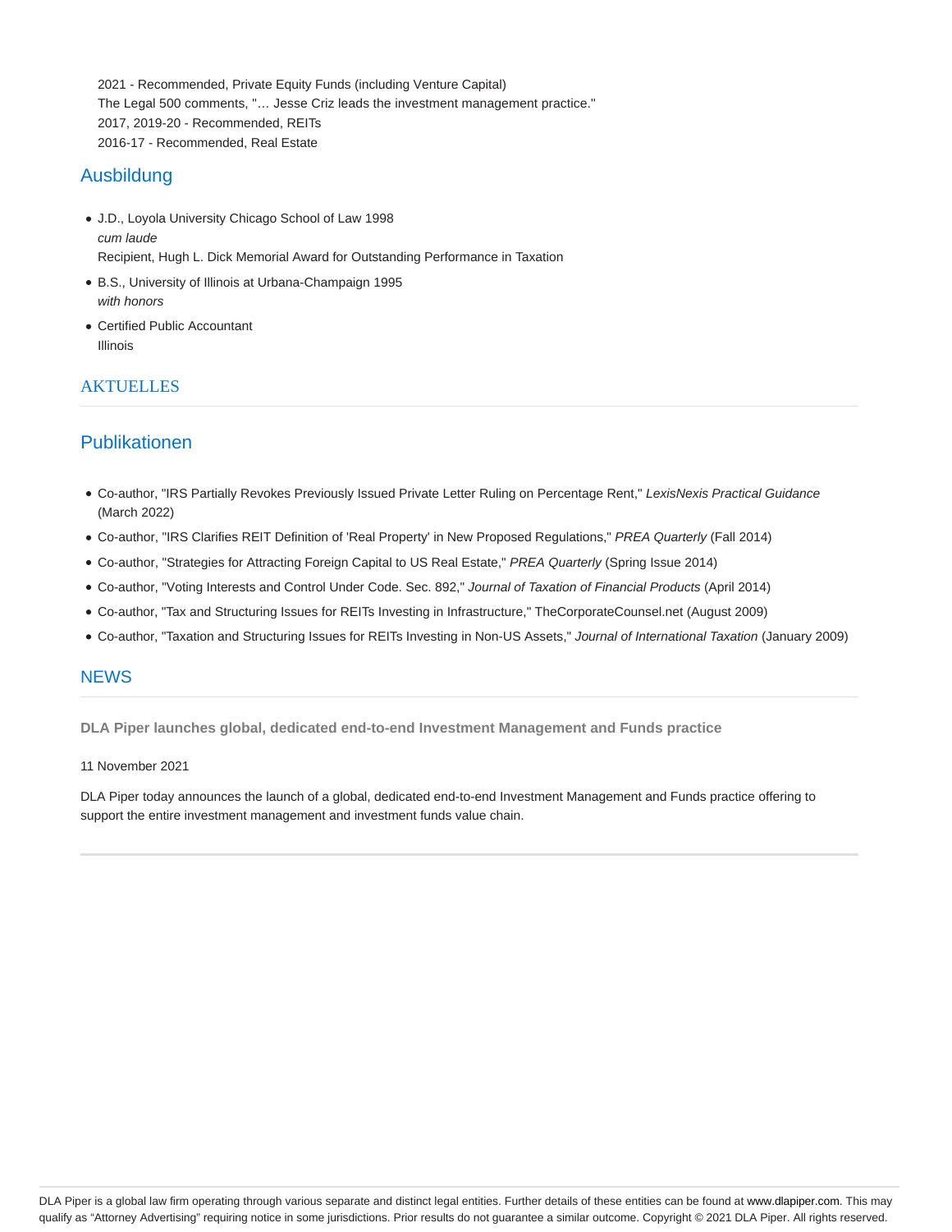2021 - Recommended, Private Equity Funds (including Venture Capital)
The Legal 500 comments, "… Jesse Criz leads the investment management practice."
2017, 2019-20 - Recommended, REITs
2016-17 - Recommended, Real Estate

## Ausbildung

- J.D., Loyola University Chicago School of Law 1998
  *cum laude*
  Recipient, Hugh L. Dick Memorial Award for Outstanding Performance in Taxation
- B.S., University of Illinois at Urbana-Champaign 1995
  *with honors*
- Certified Public Accountant
  Illinois

## AKTUELLES

## Publikationen

- Co-author, "IRS Partially Revokes Previously Issued Private Letter Ruling on Percentage Rent," *LexisNexis Practical Guidance* (March 2022)
- Co-author, "IRS Clarifies REIT Definition of 'Real Property' in New Proposed Regulations," *PREA Quarterly* (Fall 2014)
- Co-author, "Strategies for Attracting Foreign Capital to US Real Estate," *PREA Quarterly* (Spring Issue 2014)
- Co-author, "Voting Interests and Control Under Code. Sec. 892," *Journal of Taxation of Financial Products* (April 2014)
- Co-author, "Tax and Structuring Issues for REITs Investing in Infrastructure," TheCorporateCounsel.net (August 2009)
- Co-author, "Taxation and Structuring Issues for REITs Investing in Non-US Assets," *Journal of International Taxation* (January 2009)

## NEWS

**DLA Piper launches global, dedicated end-to-end Investment Management and Funds practice**

11 November 2021

DLA Piper today announces the launch of a global, dedicated end-to-end Investment Management and Funds practice offering to support the entire investment management and investment funds value chain.

DLA Piper is a global law firm operating through various separate and distinct legal entities. Further details of these entities can be found at www.dlapiper.com. This may qualify as "Attorney Advertising" requiring notice in some jurisdictions. Prior results do not guarantee a similar outcome. Copyright © 2021 DLA Piper. All rights reserved.